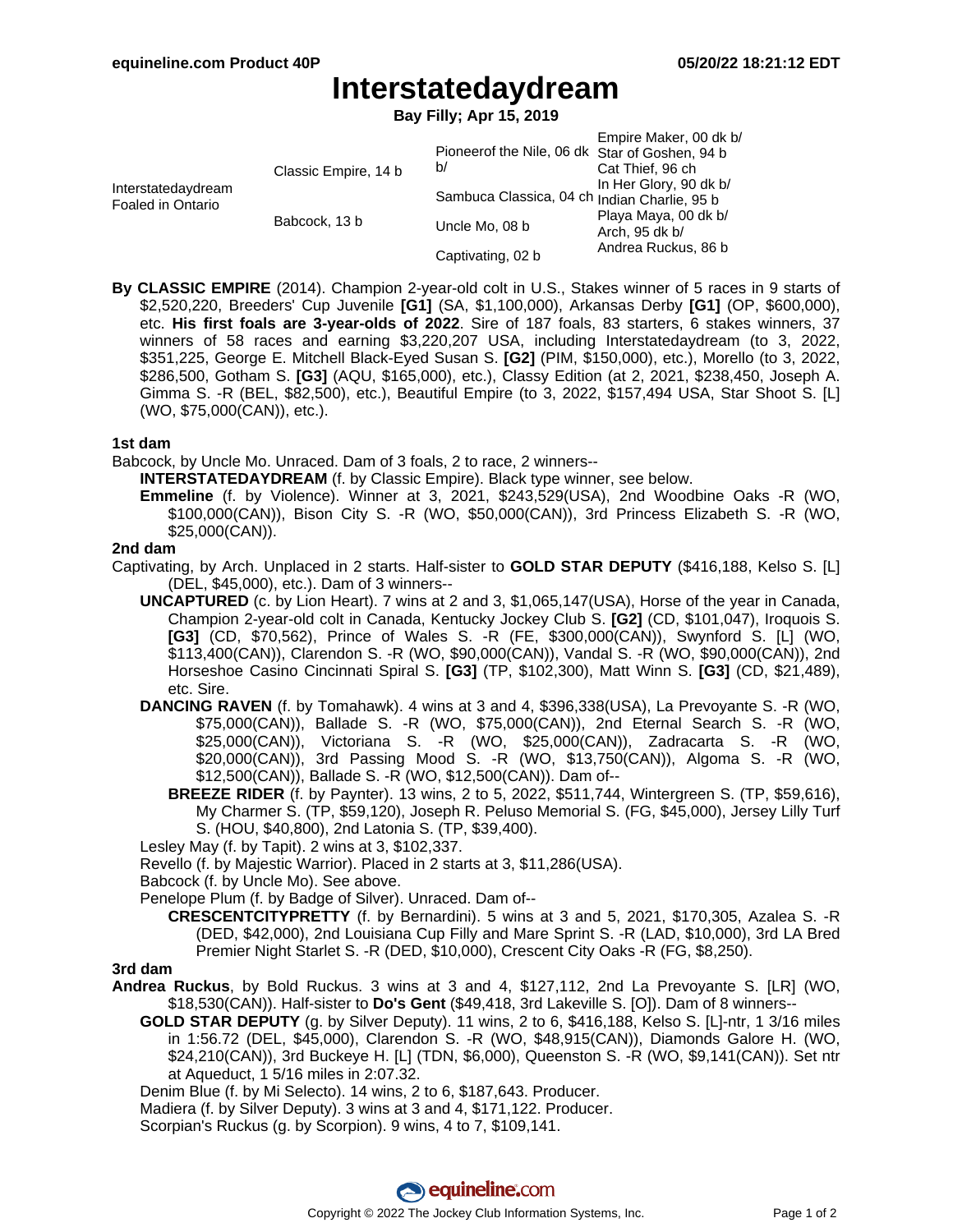# Interstatedaydream

**Bay Filly; Apr 15, 2019**

| | | | |
|---|---|---|---|
| Interstatedaydream Foaled in Ontario | Classic Empire, 14 b | Pioneerof the Nile, 06 dk b/ | Empire Maker, 00 dk b/ |
| | | | Star of Goshen, 94 b |
| | | Sambuca Classica, 04 ch | Cat Thief, 96 ch |
| | | | In Her Glory, 90 dk b/ |
| | Babcock, 13 b | Uncle Mo, 08 b | Indian Charlie, 95 b |
| | | | Playa Maya, 00 dk b/ |
| | | Captivating, 02 b | Arch, 95 dk b/ |
| | | | Andrea Ruckus, 86 b |

**By CLASSIC EMPIRE** (2014). Champion 2-year-old colt in U.S., Stakes winner of 5 races in 9 starts of $2,520,220, Breeders' Cup Juvenile **[G1]** (SA, $1,100,000), Arkansas Derby **[G1]** (OP, $600,000), etc. **His first foals are 3-year-olds of 2022**. Sire of 187 foals, 83 starters, 6 stakes winners, 37 winners of 58 races and earning $3,220,207 USA, including Interstatedaydream (to 3, 2022, $351,225, George E. Mitchell Black-Eyed Susan S. **[G2]** (PIM, $150,000), etc.), Morello (to 3, 2022, $286,500, Gotham S. **[G3]** (AQU, $165,000), etc.), Classy Edition (at 2, 2021, $238,450, Joseph A. Gimma S. -R (BEL, $82,500), etc.), Beautiful Empire (to 3, 2022, $157,494 USA, Star Shoot S. [L] (WO, $75,000(CAN)), etc.).

### 1st dam

Babcock, by Uncle Mo. Unraced. Dam of 3 foals, 2 to race, 2 winners--

- **INTERSTATEDAYDREAM** (f. by Classic Empire). Black type winner, see below.
- **Emmeline** (f. by Violence). Winner at 3, 2021, $243,529(USA), 2nd Woodbine Oaks -R (WO, $100,000(CAN)), Bison City S. -R (WO, $50,000(CAN)), 3rd Princess Elizabeth S. -R (WO, $25,000(CAN)).

### 2nd dam

Captivating, by Arch. Unplaced in 2 starts. Half-sister to **GOLD STAR DEPUTY** ($416,188, Kelso S. [L] (DEL, $45,000), etc.). Dam of 3 winners--

- **UNCAPTURED** (c. by Lion Heart). 7 wins at 2 and 3, $1,065,147(USA), Horse of the year in Canada, Champion 2-year-old colt in Canada, Kentucky Jockey Club S. **[G2]** (CD, $101,047), Iroquois S. **[G3]** (CD, $70,562), Prince of Wales S. -R (FE, $300,000(CAN)), Swynford S. [L] (WO, $113,400(CAN)), Clarendon S. -R (WO, $90,000(CAN)), Vandal S. -R (WO, $90,000(CAN)), 2nd Horseshoe Casino Cincinnati Spiral S. **[G3]** (TP, $102,300), Matt Winn S. **[G3]** (CD, $21,489), etc. Sire.
- **DANCING RAVEN** (f. by Tomahawk). 4 wins at 3 and 4, $396,338(USA), La Prevoyante S. -R (WO, $75,000(CAN)), Ballade S. -R (WO, $75,000(CAN)), 2nd Eternal Search S. -R (WO, $25,000(CAN)), Victoriana S. -R (WO, $25,000(CAN)), Zadracarta S. -R (WO, $20,000(CAN)), 3rd Passing Mood S. -R (WO, $13,750(CAN)), Algoma S. -R (WO, $12,500(CAN)), Ballade S. -R (WO, $12,500(CAN)). Dam of--
  - **BREEZE RIDER** (f. by Paynter). 13 wins, 2 to 5, 2022, $511,744, Wintergreen S. (TP, $59,616), My Charmer S. (TP, $59,120), Joseph R. Peluso Memorial S. (FG, $45,000), Jersey Lilly Turf S. (HOU, $40,800), 2nd Latonia S. (TP, $39,400).
- Lesley May (f. by Tapit). 2 wins at 3, $102,337.
- Revello (f. by Majestic Warrior). Placed in 2 starts at 3, $11,286(USA).
- Babcock (f. by Uncle Mo). See above.
- Penelope Plum (f. by Badge of Silver). Unraced. Dam of--
  - **CRESCENTCITYPRETTY** (f. by Bernardini). 5 wins at 3 and 5, 2021, $170,305, Azalea S. -R (DED, $42,000), 2nd Louisiana Cup Filly and Mare Sprint S. -R (LAD, $10,000), 3rd LA Bred Premier Night Starlet S. -R (DED, $10,000), Crescent City Oaks -R (FG, $8,250).

### 3rd dam

**Andrea Ruckus**, by Bold Ruckus. 3 wins at 3 and 4, $127,112, 2nd La Prevoyante S. [LR] (WO, $18,530(CAN)). Half-sister to **Do's Gent** ($49,418, 3rd Lakeville S. [O]). Dam of 8 winners--

- **GOLD STAR DEPUTY** (g. by Silver Deputy). 11 wins, 2 to 6, $416,188, Kelso S. [L]-ntr, 1 3/16 miles in 1:56.72 (DEL, $45,000), Clarendon S. -R (WO, $48,915(CAN)), Diamonds Galore H. (WO, $24,210(CAN)), 3rd Buckeye H. [L] (TDN, $6,000), Queenston S. -R (WO, $9,141(CAN)). Set ntr at Aqueduct, 1 5/16 miles in 2:07.32.
- Denim Blue (f. by Mi Selecto). 14 wins, 2 to 6, $187,643. Producer.
- Madiera (f. by Silver Deputy). 3 wins at 3 and 4, $171,122. Producer.
- Scorpian's Ruckus (g. by Scorpion). 9 wins, 4 to 7, $109,141.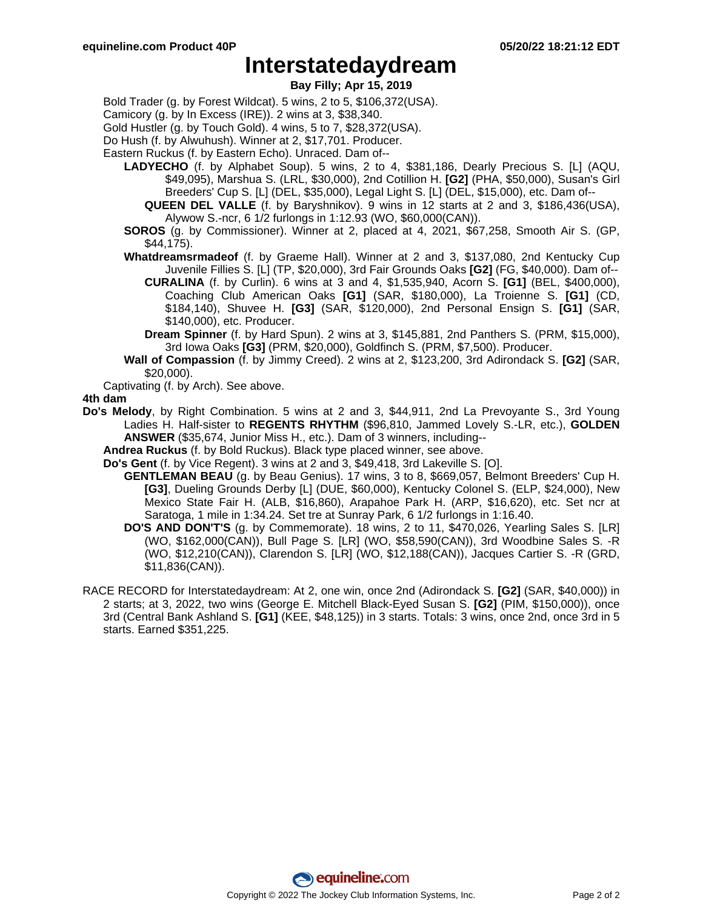# Interstatedaydream

**Bay Filly; Apr 15, 2019**

Bold Trader (g. by Forest Wildcat). 5 wins, 2 to 5, $106,372(USA).

Camicory (g. by In Excess (IRE)). 2 wins at 3, $38,340.

Gold Hustler (g. by Touch Gold). 4 wins, 5 to 7, $28,372(USA).

Do Hush (f. by Alwuhush). Winner at 2, $17,701. Producer.

Eastern Ruckus (f. by Eastern Echo). Unraced. Dam of--

**LADYECHO** (f. by Alphabet Soup). 5 wins, 2 to 4, $381,186, Dearly Precious S. [L] (AQU, $49,095), Marshua S. (LRL, $30,000), 2nd Cotillion H. **[G2]** (PHA, $50,000), Susan's Girl Breeders' Cup S. [L] (DEL, $35,000), Legal Light S. [L] (DEL, $15,000), etc. Dam of--

**QUEEN DEL VALLE** (f. by Baryshnikov). 9 wins in 12 starts at 2 and 3, $186,436(USA), Alywow S.-ncr, 6 1/2 furlongs in 1:12.93 (WO, $60,000(CAN)).

**SOROS** (g. by Commissioner). Winner at 2, placed at 4, 2021, $67,258, Smooth Air S. (GP, $44,175).

**Whatdreamsrmadeof** (f. by Graeme Hall). Winner at 2 and 3, $137,080, 2nd Kentucky Cup Juvenile Fillies S. [L] (TP, $20,000), 3rd Fair Grounds Oaks **[G2]** (FG, $40,000). Dam of--

**CURALINA** (f. by Curlin). 6 wins at 3 and 4, $1,535,940, Acorn S. **[G1]** (BEL, $400,000), Coaching Club American Oaks **[G1]** (SAR, $180,000), La Troienne S. **[G1]** (CD, $184,140), Shuvee H. **[G3]** (SAR, $120,000), 2nd Personal Ensign S. **[G1]** (SAR, $140,000), etc. Producer.

**Dream Spinner** (f. by Hard Spun). 2 wins at 3, $145,881, 2nd Panthers S. (PRM, $15,000), 3rd Iowa Oaks **[G3]** (PRM, $20,000), Goldfinch S. (PRM, $7,500). Producer.

**Wall of Compassion** (f. by Jimmy Creed). 2 wins at 2, $123,200, 3rd Adirondack S. **[G2]** (SAR, $20,000).

Captivating (f. by Arch). See above.

**4th dam**

**Do's Melody**, by Right Combination. 5 wins at 2 and 3, $44,911, 2nd La Prevoyante S., 3rd Young Ladies H. Half-sister to **REGENTS RHYTHM** ($96,810, Jammed Lovely S.-LR, etc.), **GOLDEN ANSWER** ($35,674, Junior Miss H., etc.). Dam of 3 winners, including--

**Andrea Ruckus** (f. by Bold Ruckus). Black type placed winner, see above.

**Do's Gent** (f. by Vice Regent). 3 wins at 2 and 3, $49,418, 3rd Lakeville S. [O].

**GENTLEMAN BEAU** (g. by Beau Genius). 17 wins, 3 to 8, $669,057, Belmont Breeders' Cup H. **[G3]**, Dueling Grounds Derby [L] (DUE, $60,000), Kentucky Colonel S. (ELP, $24,000), New Mexico State Fair H. (ALB, $16,860), Arapahoe Park H. (ARP, $16,620), etc. Set ncr at Saratoga, 1 mile in 1:34.24. Set tre at Sunray Park, 6 1/2 furlongs in 1:16.40.

**DO'S AND DON'T'S** (g. by Commemorate). 18 wins, 2 to 11, $470,026, Yearling Sales S. [LR] (WO, $162,000(CAN)), Bull Page S. [LR] (WO, $58,590(CAN)), 3rd Woodbine Sales S. -R (WO, $12,210(CAN)), Clarendon S. [LR] (WO, $12,188(CAN)), Jacques Cartier S. -R (GRD, $11,836(CAN)).

RACE RECORD for Interstatedaydream: At 2, one win, once 2nd (Adirondack S. **[G2]** (SAR, $40,000)) in 2 starts; at 3, 2022, two wins (George E. Mitchell Black-Eyed Susan S. **[G2]** (PIM, $150,000)), once 3rd (Central Bank Ashland S. **[G1]** (KEE, $48,125)) in 3 starts. Totals: 3 wins, once 2nd, once 3rd in 5 starts. Earned $351,225.